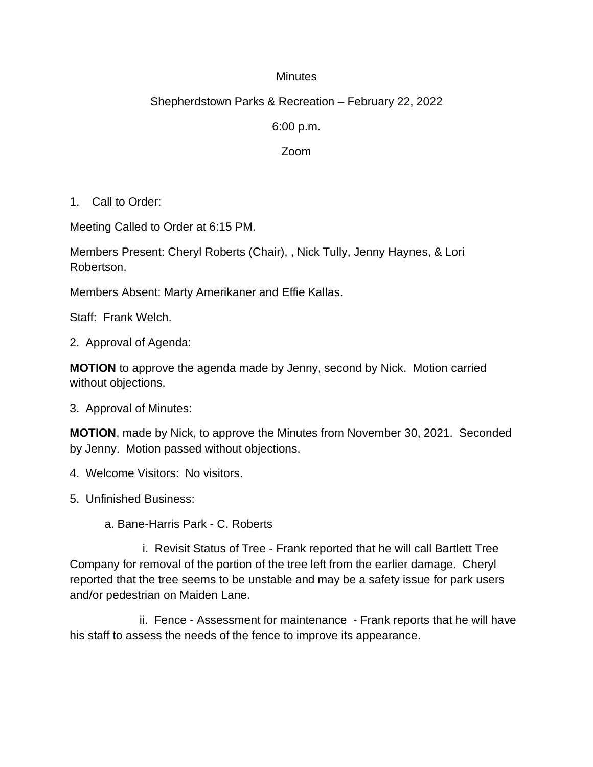Minutes

Shepherdstown Parks & Recreation – February 22, 2022

6:00 p.m.

Zoom

1. Call to Order:

Meeting Called to Order at 6:15 PM.

Members Present: Cheryl Roberts (Chair), , Nick Tully, Jenny Haynes, & Lori Robertson.

Members Absent: Marty Amerikaner and Effie Kallas.

Staff: Frank Welch.

2. Approval of Agenda:

**MOTION** to approve the agenda made by Jenny, second by Nick. Motion carried without objections.

3. Approval of Minutes:

**MOTION**, made by Nick, to approve the Minutes from November 30, 2021. Seconded by Jenny. Motion passed without objections.

4. Welcome Visitors: No visitors.

5. Unfinished Business:

a. Bane-Harris Park - C. Roberts

i. Revisit Status of Tree - Frank reported that he will call Bartlett Tree Company for removal of the portion of the tree left from the earlier damage. Cheryl reported that the tree seems to be unstable and may be a safety issue for park users and/or pedestrian on Maiden Lane.

ii. Fence - Assessment for maintenance - Frank reports that he will have his staff to assess the needs of the fence to improve its appearance.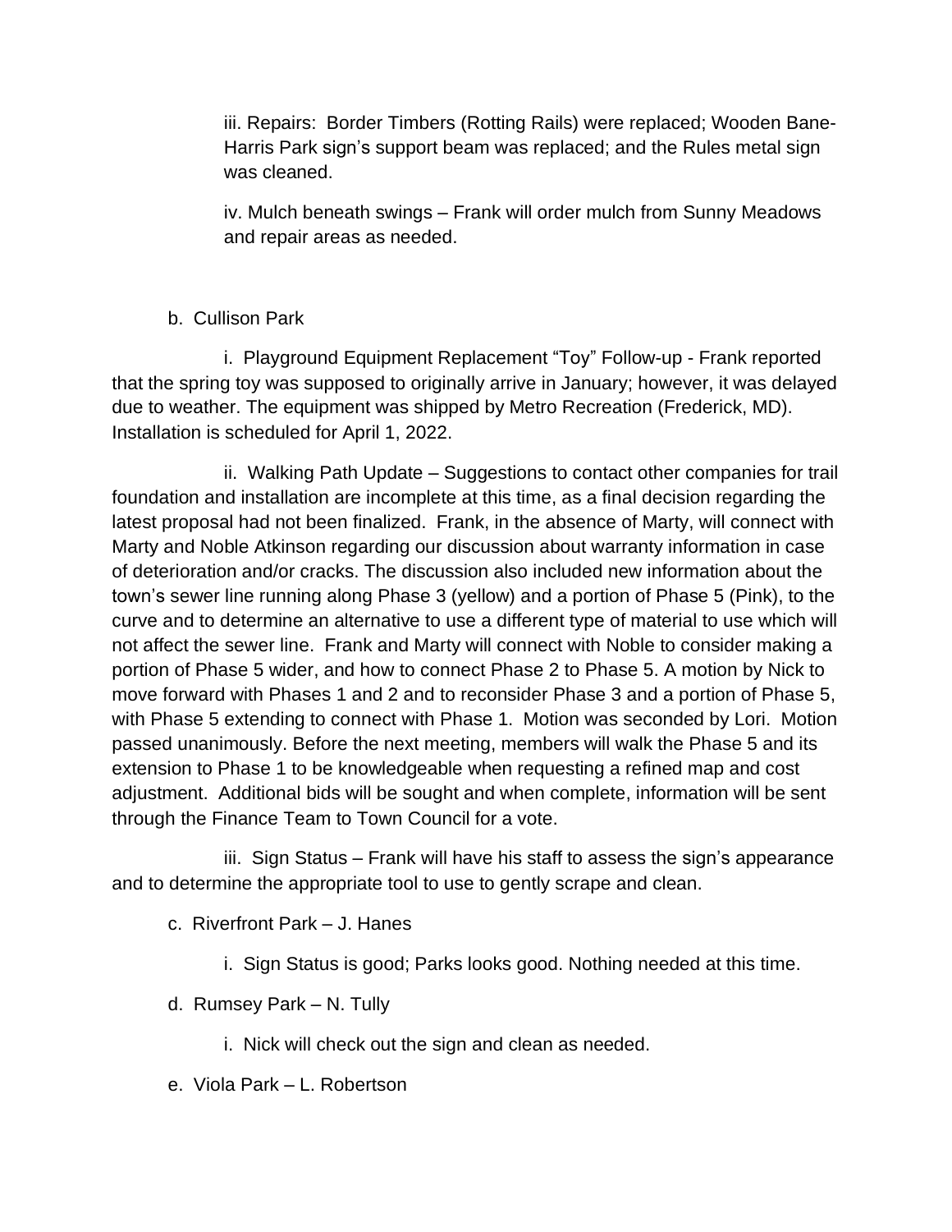iii. Repairs: Border Timbers (Rotting Rails) were replaced; Wooden Bane-Harris Park sign's support beam was replaced; and the Rules metal sign was cleaned.

iv. Mulch beneath swings – Frank will order mulch from Sunny Meadows and repair areas as needed.

b. Cullison Park

i. Playground Equipment Replacement "Toy" Follow-up - Frank reported that the spring toy was supposed to originally arrive in January; however, it was delayed due to weather. The equipment was shipped by Metro Recreation (Frederick, MD). Installation is scheduled for April 1, 2022.

ii. Walking Path Update – Suggestions to contact other companies for trail foundation and installation are incomplete at this time, as a final decision regarding the latest proposal had not been finalized. Frank, in the absence of Marty, will connect with Marty and Noble Atkinson regarding our discussion about warranty information in case of deterioration and/or cracks. The discussion also included new information about the town's sewer line running along Phase 3 (yellow) and a portion of Phase 5 (Pink), to the curve and to determine an alternative to use a different type of material to use which will not affect the sewer line. Frank and Marty will connect with Noble to consider making a portion of Phase 5 wider, and how to connect Phase 2 to Phase 5. A motion by Nick to move forward with Phases 1 and 2 and to reconsider Phase 3 and a portion of Phase 5, with Phase 5 extending to connect with Phase 1. Motion was seconded by Lori. Motion passed unanimously. Before the next meeting, members will walk the Phase 5 and its extension to Phase 1 to be knowledgeable when requesting a refined map and cost adjustment. Additional bids will be sought and when complete, information will be sent through the Finance Team to Town Council for a vote.

iii. Sign Status – Frank will have his staff to assess the sign's appearance and to determine the appropriate tool to use to gently scrape and clean.

c. Riverfront Park – J. Hanes

i. Sign Status is good; Parks looks good. Nothing needed at this time.

d. Rumsey Park – N. Tully

i. Nick will check out the sign and clean as needed.

e. Viola Park – L. Robertson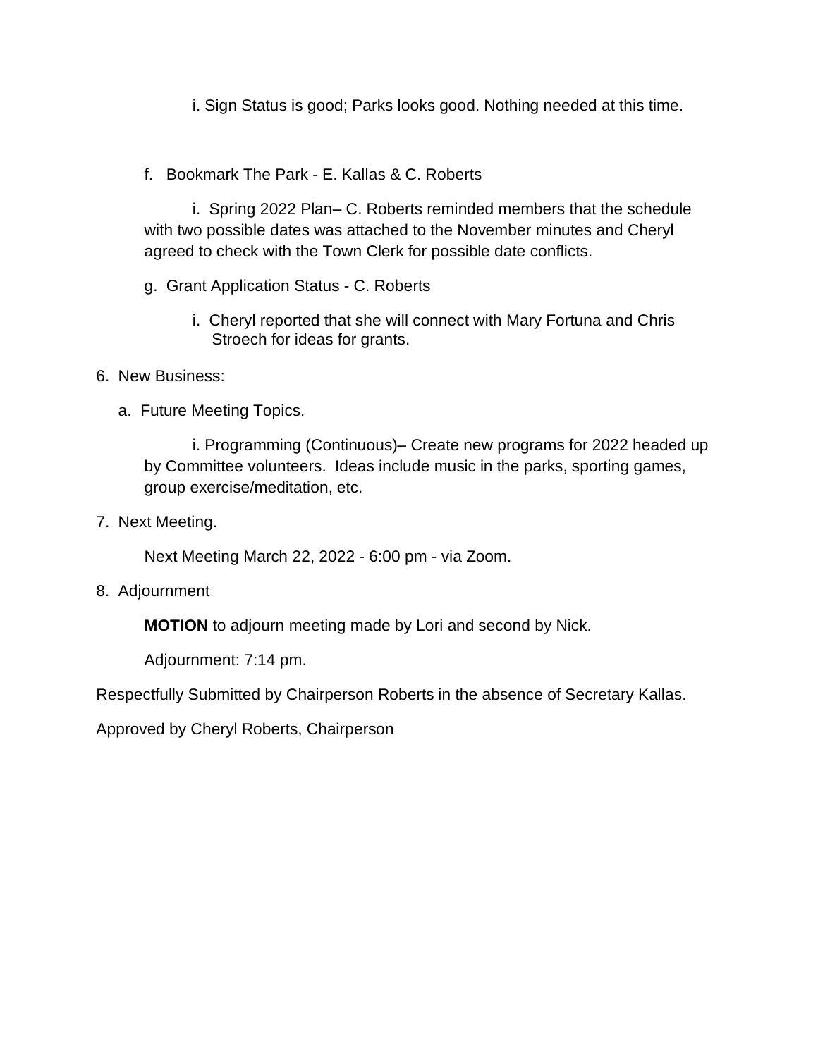i. Sign Status is good; Parks looks good. Nothing needed at this time.

f. Bookmark The Park - E. Kallas & C. Roberts

i. Spring 2022 Plan– C. Roberts reminded members that the schedule with two possible dates was attached to the November minutes and Cheryl agreed to check with the Town Clerk for possible date conflicts.

g. Grant Application Status - C. Roberts

i. Cheryl reported that she will connect with Mary Fortuna and Chris Stroech for ideas for grants.

6. New Business:

a. Future Meeting Topics.

i. Programming (Continuous)– Create new programs for 2022 headed up by Committee volunteers. Ideas include music in the parks, sporting games, group exercise/meditation, etc.

7. Next Meeting.

Next Meeting March 22, 2022 - 6:00 pm - via Zoom.

8. Adjournment

**MOTION** to adjourn meeting made by Lori and second by Nick.

Adjournment: 7:14 pm.

Respectfully Submitted by Chairperson Roberts in the absence of Secretary Kallas.

Approved by Cheryl Roberts, Chairperson